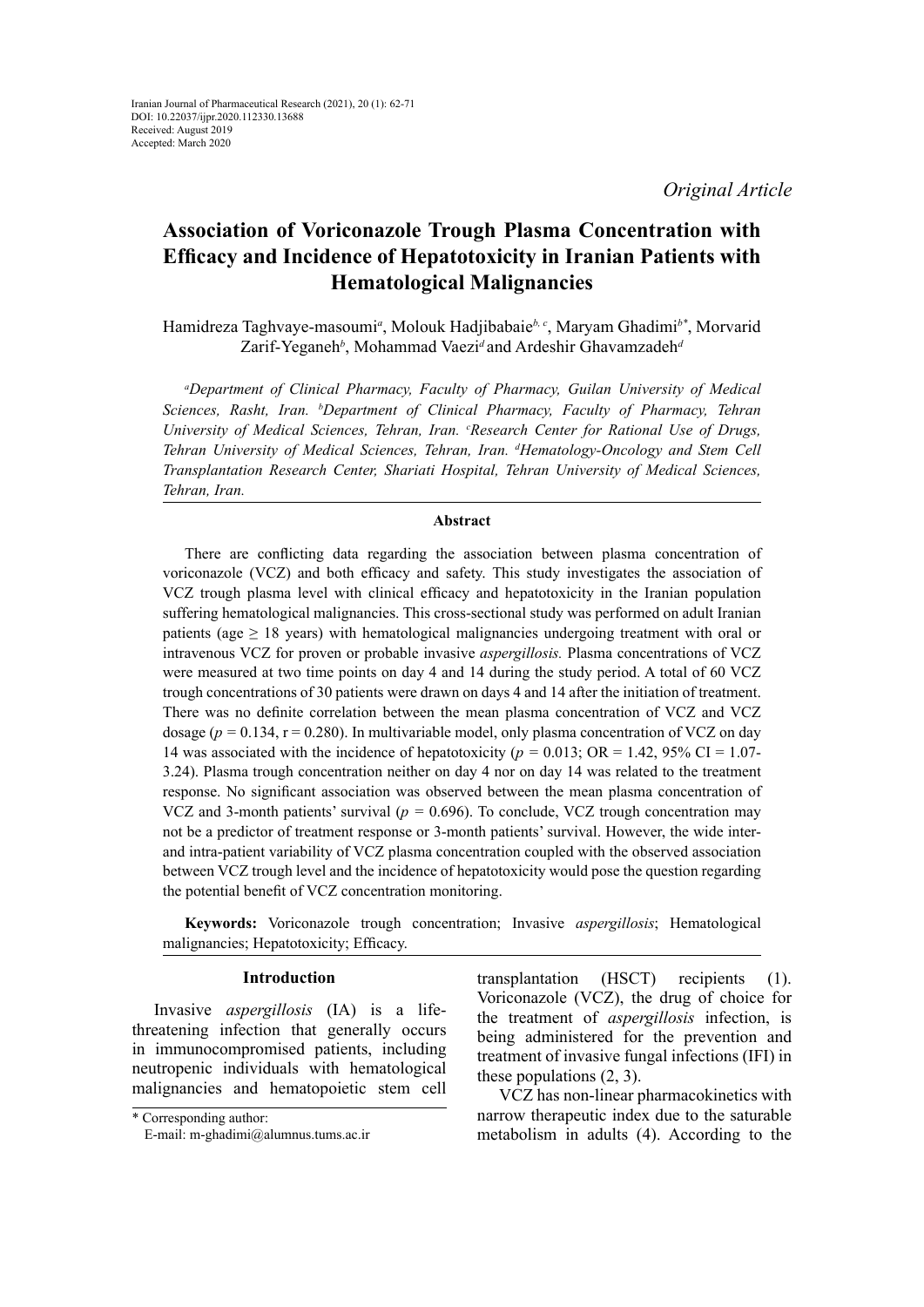Iranian Journal of Pharmaceutical Research (2021), 20 (1): 62-71
DOI: 10.22037/ijpr.2020.112330.13688
Received: August 2019
Accepted: March 2020

*Original Article*

# Association of Voriconazole Trough Plasma Concentration with Efficacy and Incidence of Hepatotoxicity in Iranian Patients with Hematological Malignancies

Hamidreza Taghvaye-masoumi[a], Molouk Hadjibabaie[b, c], Maryam Ghadimi[b*], Morvarid Zarif-Yeganeh[b], Mohammad Vaezi[d] and Ardeshir Ghavamzadeh[d]

*[a]Department of Clinical Pharmacy, Faculty of Pharmacy, Guilan University of Medical Sciences, Rasht, Iran. [b]Department of Clinical Pharmacy, Faculty of Pharmacy, Tehran University of Medical Sciences, Tehran, Iran. [c]Research Center for Rational Use of Drugs, Tehran University of Medical Sciences, Tehran, Iran. [d]Hematology-Oncology and Stem Cell Transplantation Research Center, Shariati Hospital, Tehran University of Medical Sciences, Tehran, Iran.*

## Abstract

There are conflicting data regarding the association between plasma concentration of voriconazole (VCZ) and both efficacy and safety. This study investigates the association of VCZ trough plasma level with clinical efficacy and hepatotoxicity in the Iranian population suffering hematological malignancies. This cross-sectional study was performed on adult Iranian patients (age ≥ 18 years) with hematological malignancies undergoing treatment with oral or intravenous VCZ for proven or probable invasive *aspergillosis.* Plasma concentrations of VCZ were measured at two time points on day 4 and 14 during the study period. A total of 60 VCZ trough concentrations of 30 patients were drawn on days 4 and 14 after the initiation of treatment. There was no definite correlation between the mean plasma concentration of VCZ and VCZ dosage ($p$ = 0.134, r = 0.280). In multivariable model, only plasma concentration of VCZ on day 14 was associated with the incidence of hepatotoxicity ($p$ = 0.013; OR = 1.42, 95% CI = 1.07-3.24). Plasma trough concentration neither on day 4 nor on day 14 was related to the treatment response. No significant association was observed between the mean plasma concentration of VCZ and 3-month patients' survival ($p$ = 0.696). To conclude, VCZ trough concentration may not be a predictor of treatment response or 3-month patients' survival. However, the wide inter- and intra-patient variability of VCZ plasma concentration coupled with the observed association between VCZ trough level and the incidence of hepatotoxicity would pose the question regarding the potential benefit of VCZ concentration monitoring.

**Keywords:** Voriconazole trough concentration; Invasive *aspergillosis*; Hematological malignancies; Hepatotoxicity; Efficacy.

## Introduction

Invasive *aspergillosis* (IA) is a life-threatening infection that generally occurs in immunocompromised patients, including neutropenic individuals with hematological malignancies and hematopoietic stem cell transplantation (HSCT) recipients (1). Voriconazole (VCZ), the drug of choice for the treatment of *aspergillosis* infection, is being administered for the prevention and treatment of invasive fungal infections (IFI) in these populations (2, 3).

VCZ has non-linear pharmacokinetics with narrow therapeutic index due to the saturable metabolism in adults (4). According to the

\* Corresponding author:
E-mail: m-ghadimi@alumnus.tums.ac.ir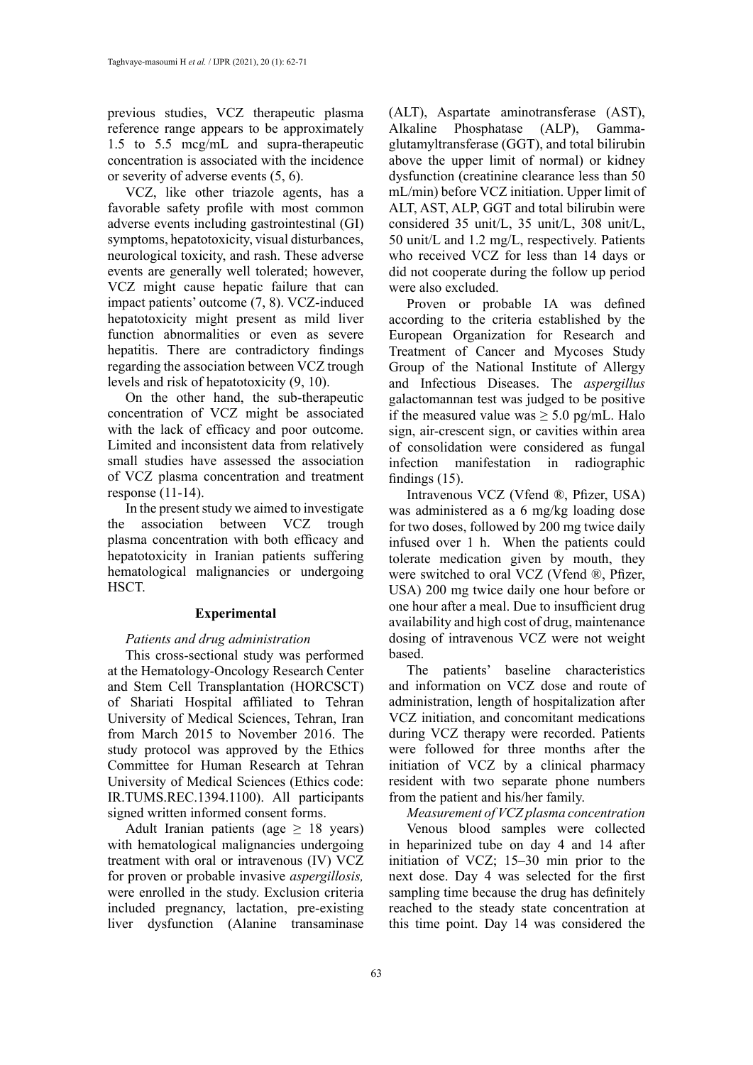previous studies, VCZ therapeutic plasma reference range appears to be approximately 1.5 to 5.5 mcg/mL and supra-therapeutic concentration is associated with the incidence or severity of adverse events (5, 6).

VCZ, like other triazole agents, has a favorable safety profile with most common adverse events including gastrointestinal (GI) symptoms, hepatotoxicity, visual disturbances, neurological toxicity, and rash. These adverse events are generally well tolerated; however, VCZ might cause hepatic failure that can impact patients' outcome (7, 8). VCZ-induced hepatotoxicity might present as mild liver function abnormalities or even as severe hepatitis. There are contradictory findings regarding the association between VCZ trough levels and risk of hepatotoxicity (9, 10).

On the other hand, the sub-therapeutic concentration of VCZ might be associated with the lack of efficacy and poor outcome. Limited and inconsistent data from relatively small studies have assessed the association of VCZ plasma concentration and treatment response (11-14).

In the present study we aimed to investigate the association between VCZ trough plasma concentration with both efficacy and hepatotoxicity in Iranian patients suffering hematological malignancies or undergoing HSCT.

## Experimental

*Patients and drug administration*

This cross-sectional study was performed at the Hematology-Oncology Research Center and Stem Cell Transplantation (HORCSCT) of Shariati Hospital affiliated to Tehran University of Medical Sciences, Tehran, Iran from March 2015 to November 2016. The study protocol was approved by the Ethics Committee for Human Research at Tehran University of Medical Sciences (Ethics code: IR.TUMS.REC.1394.1100). All participants signed written informed consent forms.

Adult Iranian patients (age $\geq$ 18 years) with hematological malignancies undergoing treatment with oral or intravenous (IV) VCZ for proven or probable invasive *aspergillosis,* were enrolled in the study. Exclusion criteria included pregnancy, lactation, pre-existing liver dysfunction (Alanine transaminase (ALT), Aspartate aminotransferase (AST), Alkaline Phosphatase (ALP), Gamma-glutamyltransferase (GGT), and total bilirubin above the upper limit of normal) or kidney dysfunction (creatinine clearance less than 50 mL/min) before VCZ initiation. Upper limit of ALT, AST, ALP, GGT and total bilirubin were considered 35 unit/L, 35 unit/L, 308 unit/L, 50 unit/L and 1.2 mg/L, respectively. Patients who received VCZ for less than 14 days or did not cooperate during the follow up period were also excluded.

Proven or probable IA was defined according to the criteria established by the European Organization for Research and Treatment of Cancer and Mycoses Study Group of the National Institute of Allergy and Infectious Diseases. The *aspergillus* galactomannan test was judged to be positive if the measured value was $\geq$ 5.0 pg/mL. Halo sign, air-crescent sign, or cavities within area of consolidation were considered as fungal infection manifestation in radiographic findings (15).

Intravenous VCZ (Vfend ®, Pfizer, USA) was administered as a 6 mg/kg loading dose for two doses, followed by 200 mg twice daily infused over 1 h. When the patients could tolerate medication given by mouth, they were switched to oral VCZ (Vfend ®, Pfizer, USA) 200 mg twice daily one hour before or one hour after a meal. Due to insufficient drug availability and high cost of drug, maintenance dosing of intravenous VCZ were not weight based.

The patients' baseline characteristics and information on VCZ dose and route of administration, length of hospitalization after VCZ initiation, and concomitant medications during VCZ therapy were recorded. Patients were followed for three months after the initiation of VCZ by a clinical pharmacy resident with two separate phone numbers from the patient and his/her family.

*Measurement of VCZ plasma concentration*

Venous blood samples were collected in heparinized tube on day 4 and 14 after initiation of VCZ; 15–30 min prior to the next dose. Day 4 was selected for the first sampling time because the drug has definitely reached to the steady state concentration at this time point. Day 14 was considered the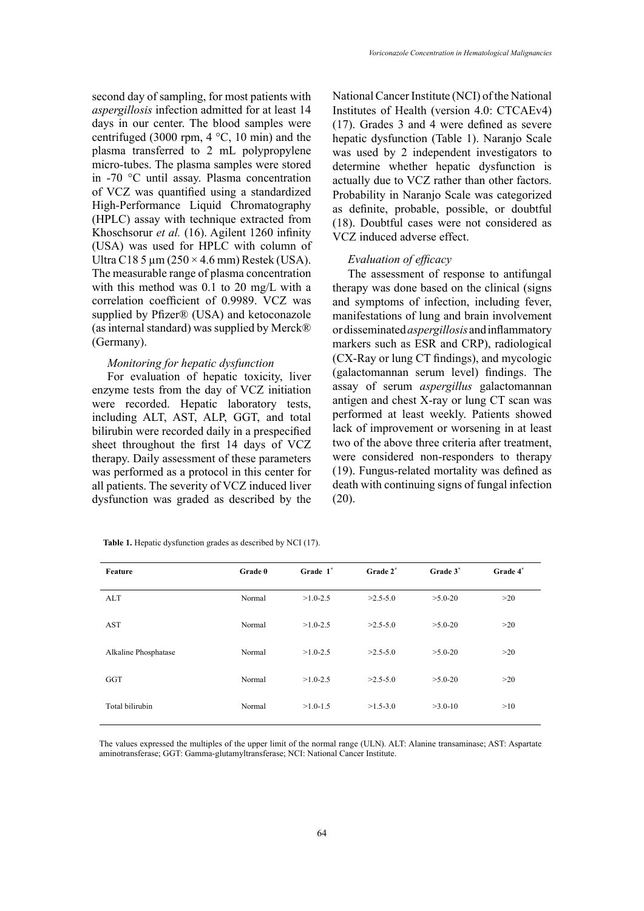second day of sampling, for most patients with *aspergillosis* infection admitted for at least 14 days in our center. The blood samples were centrifuged (3000 rpm, 4 °C, 10 min) and the plasma transferred to 2 mL polypropylene micro-tubes. The plasma samples were stored in -70 °C until assay. Plasma concentration of VCZ was quantified using a standardized High-Performance Liquid Chromatography (HPLC) assay with technique extracted from Khoschsorur *et al.* (16). Agilent 1260 infinity (USA) was used for HPLC with column of Ultra C18 5 μm (250 × 4.6 mm) Restek (USA). The measurable range of plasma concentration with this method was 0.1 to 20 mg/L with a correlation coefficient of 0.9989. VCZ was supplied by Pfizer® (USA) and ketoconazole (as internal standard) was supplied by Merck® (Germany).

*Monitoring for hepatic dysfunction*

For evaluation of hepatic toxicity, liver enzyme tests from the day of VCZ initiation were recorded. Hepatic laboratory tests, including ALT, AST, ALP, GGT, and total bilirubin were recorded daily in a prespecified sheet throughout the first 14 days of VCZ therapy. Daily assessment of these parameters was performed as a protocol in this center for all patients. The severity of VCZ induced liver dysfunction was graded as described by the National Cancer Institute (NCI) of the National Institutes of Health (version 4.0: CTCAEv4) (17). Grades 3 and 4 were defined as severe hepatic dysfunction (Table 1). Naranjo Scale was used by 2 independent investigators to determine whether hepatic dysfunction is actually due to VCZ rather than other factors. Probability in Naranjo Scale was categorized as definite, probable, possible, or doubtful (18). Doubtful cases were not considered as VCZ induced adverse effect.

*Evaluation of efficacy*

The assessment of response to antifungal therapy was done based on the clinical (signs and symptoms of infection, including fever, manifestations of lung and brain involvement or disseminated *aspergillosis* and inflammatory markers such as ESR and CRP), radiological (CX-Ray or lung CT findings), and mycologic (galactomannan serum level) findings. The assay of serum *aspergillus* galactomannan antigen and chest X-ray or lung CT scan was performed at least weekly. Patients showed lack of improvement or worsening in at least two of the above three criteria after treatment, were considered non-responders to therapy (19). Fungus-related mortality was defined as death with continuing signs of fungal infection (20).

**Table 1.** Hepatic dysfunction grades as described by NCI (17).

| Feature | Grade 0 | Grade 1* | Grade 2* | Grade 3* | Grade 4* |
|---|---|---|---|---|---|
| ALT | Normal | >1.0-2.5 | >2.5-5.0 | >5.0-20 | >20 |
| AST | Normal | >1.0-2.5 | >2.5-5.0 | >5.0-20 | >20 |
| Alkaline Phosphatase | Normal | >1.0-2.5 | >2.5-5.0 | >5.0-20 | >20 |
| GGT | Normal | >1.0-2.5 | >2.5-5.0 | >5.0-20 | >20 |
| Total bilirubin | Normal | >1.0-1.5 | >1.5-3.0 | >3.0-10 | >10 |

The values expressed the multiples of the upper limit of the normal range (ULN). ALT: Alanine transaminase; AST: Aspartate aminotransferase; GGT: Gamma-glutamyltransferase; NCI: National Cancer Institute.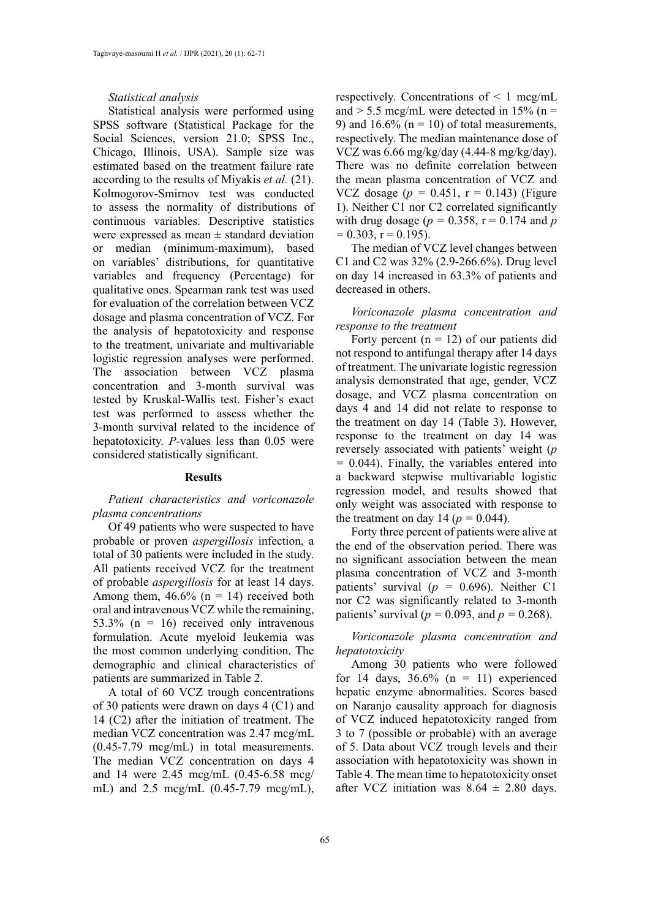*Statistical analysis*

Statistical analysis were performed using SPSS software (Statistical Package for the Social Sciences, version 21.0; SPSS Inc., Chicago, Illinois, USA). Sample size was estimated based on the treatment failure rate according to the results of Miyakis *et al.* (21). Kolmogorov-Smirnov test was conducted to assess the normality of distributions of continuous variables. Descriptive statistics were expressed as mean ± standard deviation or median (minimum-maximum), based on variables' distributions, for quantitative variables and frequency (Percentage) for qualitative ones. Spearman rank test was used for evaluation of the correlation between VCZ dosage and plasma concentration of VCZ. For the analysis of hepatotoxicity and response to the treatment, univariate and multivariable logistic regression analyses were performed. The association between VCZ plasma concentration and 3-month survival was tested by Kruskal-Wallis test. Fisher's exact test was performed to assess whether the 3-month survival related to the incidence of hepatotoxicity. *P*-values less than 0.05 were considered statistically significant.

## Results

*Patient characteristics and voriconazole plasma concentrations*

Of 49 patients who were suspected to have probable or proven *aspergillosis* infection, a total of 30 patients were included in the study. All patients received VCZ for the treatment of probable *aspergillosis* for at least 14 days. Among them, 46.6% (n = 14) received both oral and intravenous VCZ while the remaining, 53.3% (n = 16) received only intravenous formulation. Acute myeloid leukemia was the most common underlying condition. The demographic and clinical characteristics of patients are summarized in Table 2.

A total of 60 VCZ trough concentrations of 30 patients were drawn on days 4 (C1) and 14 (C2) after the initiation of treatment. The median VCZ concentration was 2.47 mcg/mL (0.45-7.79 mcg/mL) in total measurements. The median VCZ concentration on days 4 and 14 were 2.45 mcg/mL (0.45-6.58 mcg/mL) and 2.5 mcg/mL (0.45-7.79 mcg/mL), respectively. Concentrations of < 1 mcg/mL and > 5.5 mcg/mL were detected in 15% (n = 9) and 16.6% (n = 10) of total measurements, respectively. The median maintenance dose of VCZ was 6.66 mg/kg/day (4.44-8 mg/kg/day). There was no definite correlation between the mean plasma concentration of VCZ and VCZ dosage ($p = 0.451$, $r = 0.143$) (Figure 1). Neither C1 nor C2 correlated significantly with drug dosage ($p = 0.358$, $r = 0.174$ and $p = 0.303$, $r = 0.195$).

The median of VCZ level changes between C1 and C2 was 32% (2.9-266.6%). Drug level on day 14 increased in 63.3% of patients and decreased in others.

*Voriconazole plasma concentration and response to the treatment*

Forty percent (n = 12) of our patients did not respond to antifungal therapy after 14 days of treatment. The univariate logistic regression analysis demonstrated that age, gender, VCZ dosage, and VCZ plasma concentration on days 4 and 14 did not relate to response to the treatment on day 14 (Table 3). However, response to the treatment on day 14 was reversely associated with patients' weight ($p = 0.044$). Finally, the variables entered into a backward stepwise multivariable logistic regression model, and results showed that only weight was associated with response to the treatment on day 14 ($p = 0.044$).

Forty three percent of patients were alive at the end of the observation period. There was no significant association between the mean plasma concentration of VCZ and 3-month patients' survival ($p = 0.696$). Neither C1 nor C2 was significantly related to 3-month patients' survival ($p = 0.093$, and $p = 0.268$).

*Voriconazole plasma concentration and hepatotoxicity*

Among 30 patients who were followed for 14 days, 36.6% (n = 11) experienced hepatic enzyme abnormalities. Scores based on Naranjo causality approach for diagnosis of VCZ induced hepatotoxicity ranged from 3 to 7 (possible or probable) with an average of 5. Data about VCZ trough levels and their association with hepatotoxicity was shown in Table 4. The mean time to hepatotoxicity onset after VCZ initiation was 8.64 ± 2.80 days.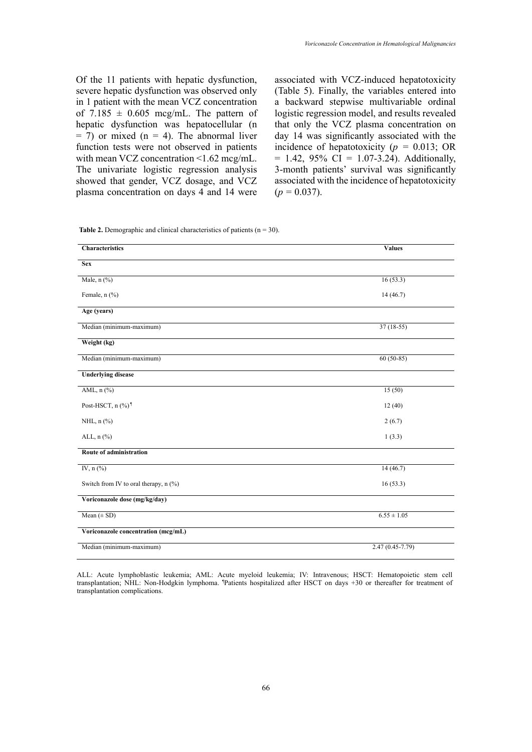Of the 11 patients with hepatic dysfunction, severe hepatic dysfunction was observed only in 1 patient with the mean VCZ concentration of 7.185 ± 0.605 mcg/mL. The pattern of hepatic dysfunction was hepatocellular (n = 7) or mixed (n = 4). The abnormal liver function tests were not observed in patients with mean VCZ concentration <1.62 mcg/mL. The univariate logistic regression analysis showed that gender, VCZ dosage, and VCZ plasma concentration on days 4 and 14 were associated with VCZ-induced hepatotoxicity (Table 5). Finally, the variables entered into a backward stepwise multivariable ordinal logistic regression model, and results revealed that only the VCZ plasma concentration on day 14 was significantly associated with the incidence of hepatotoxicity ($p$ = 0.013; OR = 1.42, 95% CI = 1.07-3.24). Additionally, 3-month patients' survival was significantly associated with the incidence of hepatotoxicity ($p$ = 0.037).

**Table 2.** Demographic and clinical characteristics of patients (n = 30).

| Characteristics | Values |
|---|---|
| **Sex** | |
| Male, n (%) | 16 (53.3) |
| Female, n (%) | 14 (46.7) |
| **Age (years)** | |
| Median (minimum-maximum) | 37 (18-55) |
| **Weight (kg)** | |
| Median (minimum-maximum) | 60 (50-85) |
| **Underlying disease** | |
| AML, n (%) | 15 (50) |
| Post-HSCT, n (%)[¶] | 12 (40) |
| NHL, n (%) | 2 (6.7) |
| ALL, n (%) | 1 (3.3) |
| **Route of administration** | |
| IV, n (%) | 14 (46.7) |
| Switch from IV to oral therapy, n (%) | 16 (53.3) |
| **Voriconazole dose (mg/kg/day)** | |
| Mean (± SD) | 6.55 ± 1.05 |
| **Voriconazole concentration (mcg/mL)** | |
| Median (minimum-maximum) | 2.47 (0.45-7.79) |

ALL: Acute lymphoblastic leukemia; AML: Acute myeloid leukemia; IV: Intravenous; HSCT: Hematopoietic stem cell transplantation; NHL: Non-Hodgkin lymphoma. [¶]Patients hospitalized after HSCT on days +30 or thereafter for treatment of transplantation complications.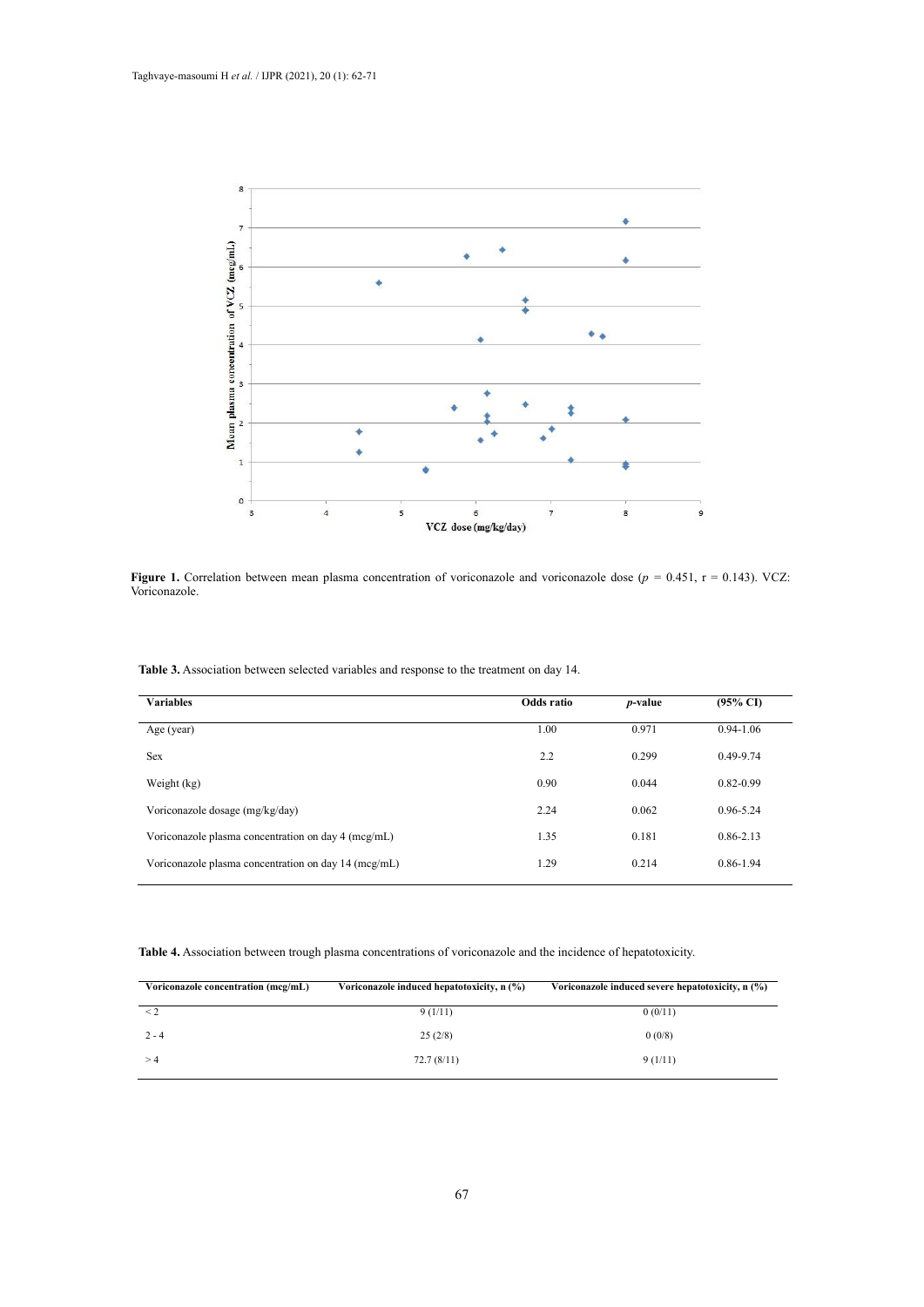**Figure 1.** Correlation between mean plasma concentration of voriconazole and voriconazole dose ($p$ = 0.451, r = 0.143). VCZ: Voriconazole.

**Table 3.** Association between selected variables and response to the treatment on day 14.

| Variables | Odds ratio | *p*-value | (95% CI) |
|---|---|---|---|
| Age (year) | 1.00 | 0.971 | 0.94-1.06 |
| Sex | 2.2 | 0.299 | 0.49-9.74 |
| Weight (kg) | 0.90 | 0.044 | 0.82-0.99 |
| Voriconazole dosage (mg/kg/day) | 2.24 | 0.062 | 0.96-5.24 |
| Voriconazole plasma concentration on day 4 (mcg/mL) | 1.35 | 0.181 | 0.86-2.13 |
| Voriconazole plasma concentration on day 14 (mcg/mL) | 1.29 | 0.214 | 0.86-1.94 |

**Table 4.** Association between trough plasma concentrations of voriconazole and the incidence of hepatotoxicity.

| Voriconazole concentration (mcg/mL) | Voriconazole induced hepatotoxicity, n (%) | Voriconazole induced severe hepatotoxicity, n (%) |
|---|---|---|
| < 2 | 9 (1/11) | 0 (0/11) |
| 2 - 4 | 25 (2/8) | 0 (0/8) |
| > 4 | 72.7 (8/11) | 9 (1/11) |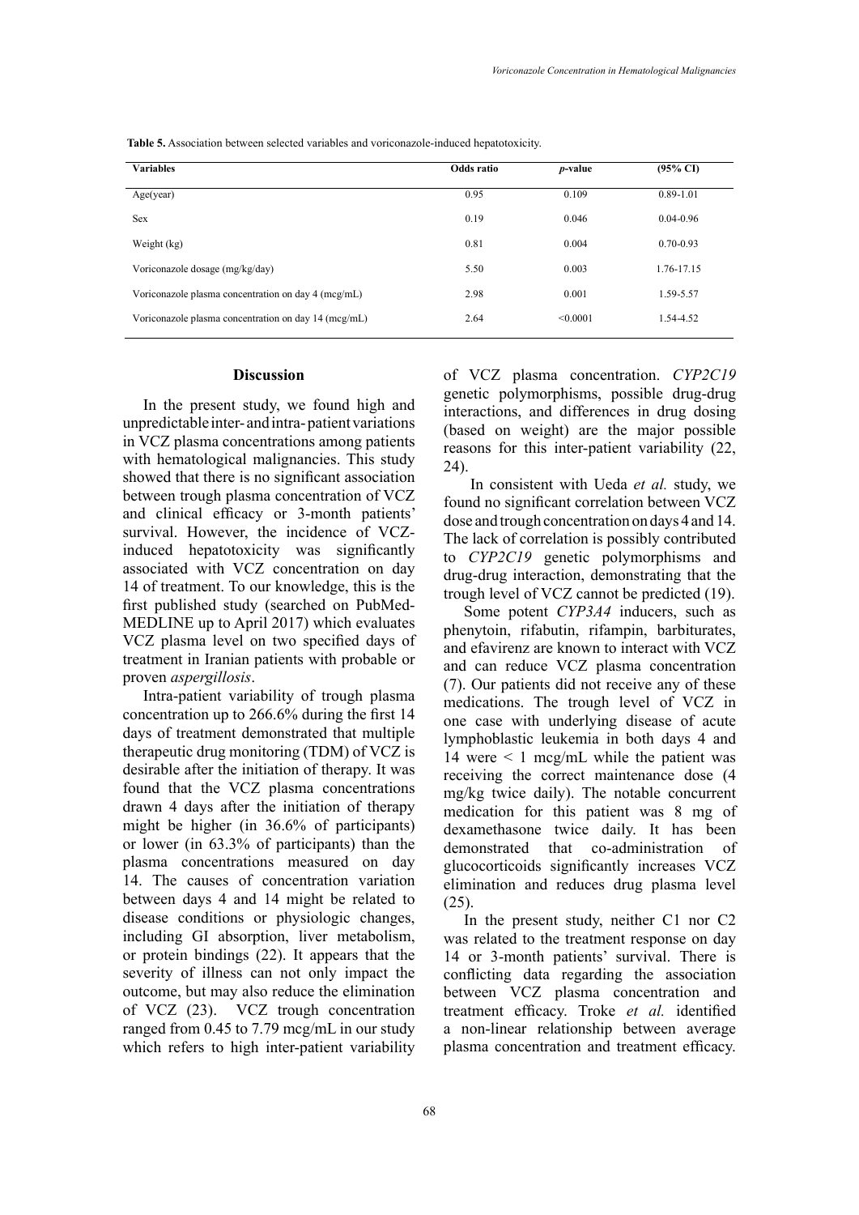**Table 5.** Association between selected variables and voriconazole-induced hepatotoxicity.

| Variables | Odds ratio | *p*-value | (95% CI) |
|---|---|---|---|
| Age(year) | 0.95 | 0.109 | 0.89-1.01 |
| Sex | 0.19 | 0.046 | 0.04-0.96 |
| Weight (kg) | 0.81 | 0.004 | 0.70-0.93 |
| Voriconazole dosage (mg/kg/day) | 5.50 | 0.003 | 1.76-17.15 |
| Voriconazole plasma concentration on day 4 (mcg/mL) | 2.98 | 0.001 | 1.59-5.57 |
| Voriconazole plasma concentration on day 14 (mcg/mL) | 2.64 | <0.0001 | 1.54-4.52 |

## Discussion

In the present study, we found high and unpredictable inter- and intra- patient variations in VCZ plasma concentrations among patients with hematological malignancies. This study showed that there is no significant association between trough plasma concentration of VCZ and clinical efficacy or 3-month patients' survival. However, the incidence of VCZ-induced hepatotoxicity was significantly associated with VCZ concentration on day 14 of treatment. To our knowledge, this is the first published study (searched on PubMed-MEDLINE up to April 2017) which evaluates VCZ plasma level on two specified days of treatment in Iranian patients with probable or proven *aspergillosis*.

Intra-patient variability of trough plasma concentration up to 266.6% during the first 14 days of treatment demonstrated that multiple therapeutic drug monitoring (TDM) of VCZ is desirable after the initiation of therapy. It was found that the VCZ plasma concentrations drawn 4 days after the initiation of therapy might be higher (in 36.6% of participants) or lower (in 63.3% of participants) than the plasma concentrations measured on day 14. The causes of concentration variation between days 4 and 14 might be related to disease conditions or physiologic changes, including GI absorption, liver metabolism, or protein bindings (22). It appears that the severity of illness can not only impact the outcome, but may also reduce the elimination of VCZ (23). VCZ trough concentration ranged from 0.45 to 7.79 mcg/mL in our study which refers to high inter-patient variability of VCZ plasma concentration. *CYP2C19* genetic polymorphisms, possible drug-drug interactions, and differences in drug dosing (based on weight) are the major possible reasons for this inter-patient variability (22, 24).

In consistent with Ueda *et al.* study, we found no significant correlation between VCZ dose and trough concentration on days 4 and 14. The lack of correlation is possibly contributed to *CYP2C19* genetic polymorphisms and drug-drug interaction, demonstrating that the trough level of VCZ cannot be predicted (19).

Some potent *CYP3A4* inducers, such as phenytoin, rifabutin, rifampin, barbiturates, and efavirenz are known to interact with VCZ and can reduce VCZ plasma concentration (7). Our patients did not receive any of these medications. The trough level of VCZ in one case with underlying disease of acute lymphoblastic leukemia in both days 4 and 14 were < 1 mcg/mL while the patient was receiving the correct maintenance dose (4 mg/kg twice daily). The notable concurrent medication for this patient was 8 mg of dexamethasone twice daily. It has been demonstrated that co-administration of glucocorticoids significantly increases VCZ elimination and reduces drug plasma level (25).

In the present study, neither C1 nor C2 was related to the treatment response on day 14 or 3-month patients' survival. There is conflicting data regarding the association between VCZ plasma concentration and treatment efficacy. Troke *et al.* identified a non-linear relationship between average plasma concentration and treatment efficacy.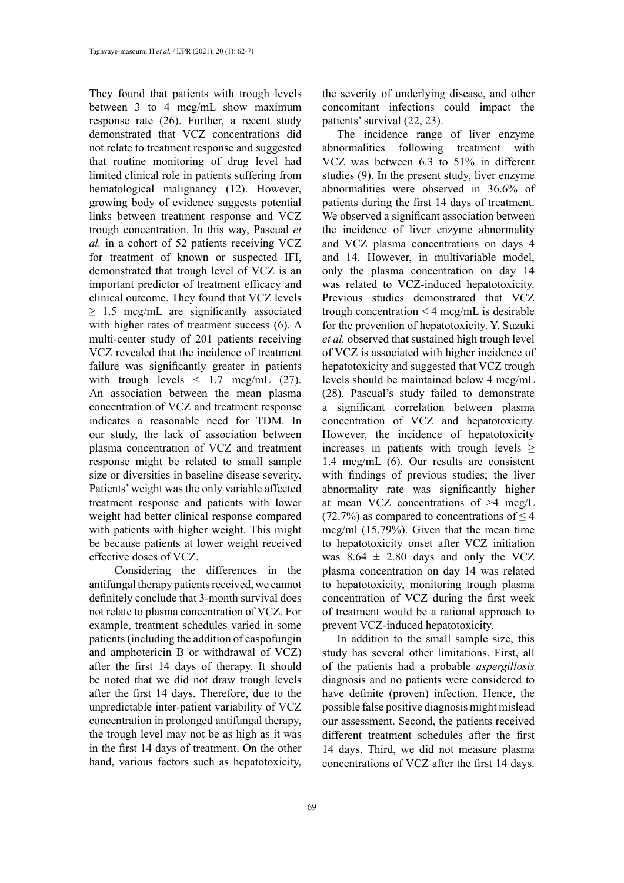They found that patients with trough levels between 3 to 4 mcg/mL show maximum response rate (26). Further, a recent study demonstrated that VCZ concentrations did not relate to treatment response and suggested that routine monitoring of drug level had limited clinical role in patients suffering from hematological malignancy (12). However, growing body of evidence suggests potential links between treatment response and VCZ trough concentration. In this way, Pascual *et al.* in a cohort of 52 patients receiving VCZ for treatment of known or suspected IFI, demonstrated that trough level of VCZ is an important predictor of treatment efficacy and clinical outcome. They found that VCZ levels $\geq$ 1.5 mcg/mL are significantly associated with higher rates of treatment success (6). A multi-center study of 201 patients receiving VCZ revealed that the incidence of treatment failure was significantly greater in patients with trough levels < 1.7 mcg/mL (27). An association between the mean plasma concentration of VCZ and treatment response indicates a reasonable need for TDM. In our study, the lack of association between plasma concentration of VCZ and treatment response might be related to small sample size or diversities in baseline disease severity. Patients' weight was the only variable affected treatment response and patients with lower weight had better clinical response compared with patients with higher weight. This might be because patients at lower weight received effective doses of VCZ.

Considering the differences in the antifungal therapy patients received, we cannot definitely conclude that 3-month survival does not relate to plasma concentration of VCZ. For example, treatment schedules varied in some patients (including the addition of caspofungin and amphotericin B or withdrawal of VCZ) after the first 14 days of therapy. It should be noted that we did not draw trough levels after the first 14 days. Therefore, due to the unpredictable inter-patient variability of VCZ concentration in prolonged antifungal therapy, the trough level may not be as high as it was in the first 14 days of treatment. On the other hand, various factors such as hepatotoxicity, the severity of underlying disease, and other concomitant infections could impact the patients' survival (22, 23).

The incidence range of liver enzyme abnormalities following treatment with VCZ was between 6.3 to 51% in different studies (9). In the present study, liver enzyme abnormalities were observed in 36.6% of patients during the first 14 days of treatment. We observed a significant association between the incidence of liver enzyme abnormality and VCZ plasma concentrations on days 4 and 14. However, in multivariable model, only the plasma concentration on day 14 was related to VCZ-induced hepatotoxicity. Previous studies demonstrated that VCZ trough concentration < 4 mcg/mL is desirable for the prevention of hepatotoxicity. Y. Suzuki *et al.* observed that sustained high trough level of VCZ is associated with higher incidence of hepatotoxicity and suggested that VCZ trough levels should be maintained below 4 mcg/mL (28). Pascual's study failed to demonstrate a significant correlation between plasma concentration of VCZ and hepatotoxicity. However, the incidence of hepatotoxicity increases in patients with trough levels $\geq$ 1.4 mcg/mL (6). Our results are consistent with findings of previous studies; the liver abnormality rate was significantly higher at mean VCZ concentrations of >4 mcg/L (72.7%) as compared to concentrations of $\leq$ 4 mcg/ml (15.79%). Given that the mean time to hepatotoxicity onset after VCZ initiation was 8.64 $\pm$ 2.80 days and only the VCZ plasma concentration on day 14 was related to hepatotoxicity, monitoring trough plasma concentration of VCZ during the first week of treatment would be a rational approach to prevent VCZ-induced hepatotoxicity.

In addition to the small sample size, this study has several other limitations. First, all of the patients had a probable *aspergillosis* diagnosis and no patients were considered to have definite (proven) infection. Hence, the possible false positive diagnosis might mislead our assessment. Second, the patients received different treatment schedules after the first 14 days. Third, we did not measure plasma concentrations of VCZ after the first 14 days.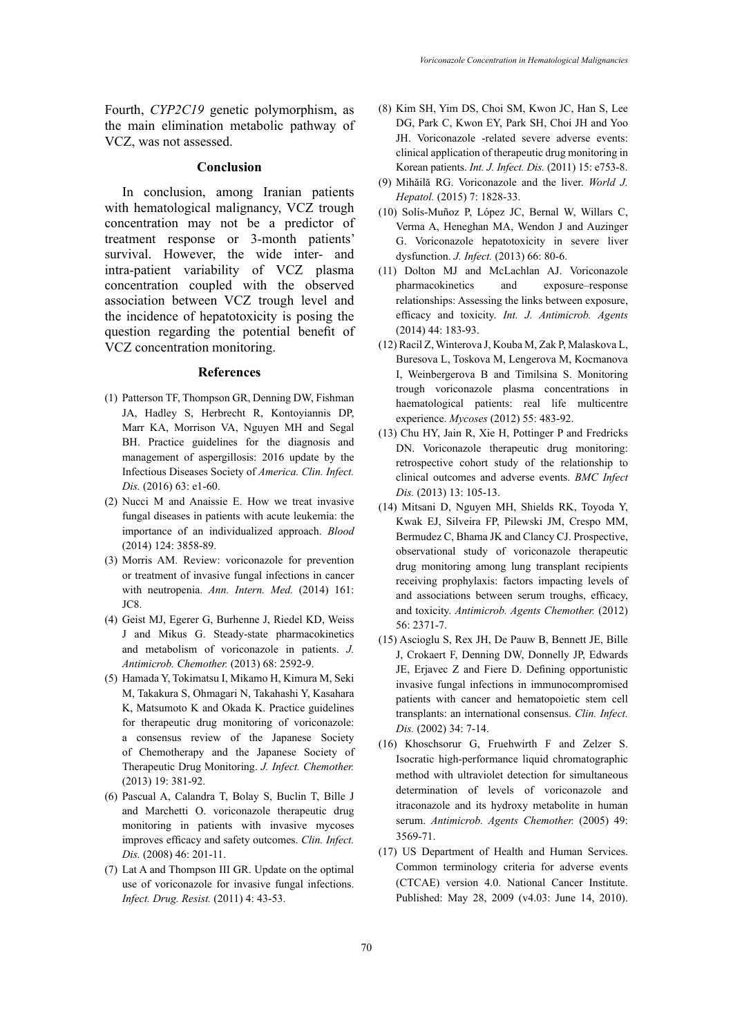Fourth, *CYP2C19* genetic polymorphism, as the main elimination metabolic pathway of VCZ, was not assessed.

## Conclusion

In conclusion, among Iranian patients with hematological malignancy, VCZ trough concentration may not be a predictor of treatment response or 3-month patients' survival. However, the wide inter- and intra-patient variability of VCZ plasma concentration coupled with the observed association between VCZ trough level and the incidence of hepatotoxicity is posing the question regarding the potential benefit of VCZ concentration monitoring.

## References

(1) Patterson TF, Thompson GR, Denning DW, Fishman JA, Hadley S, Herbrecht R, Kontoyiannis DP, Marr KA, Morrison VA, Nguyen MH and Segal BH. Practice guidelines for the diagnosis and management of aspergillosis: 2016 update by the Infectious Diseases Society of *America. Clin. Infect. Dis.* (2016) 63: e1-60.

(2) Nucci M and Anaissie E. How we treat invasive fungal diseases in patients with acute leukemia: the importance of an individualized approach. *Blood* (2014) 124: 3858-89.

(3) Morris AM. Review: voriconazole for prevention or treatment of invasive fungal infections in cancer with neutropenia. *Ann. Intern. Med.* (2014) 161: JC8.

(4) Geist MJ, Egerer G, Burhenne J, Riedel KD, Weiss J and Mikus G. Steady-state pharmacokinetics and metabolism of voriconazole in patients. *J. Antimicrob. Chemother.* (2013) 68: 2592-9.

(5) Hamada Y, Tokimatsu I, Mikamo H, Kimura M, Seki M, Takakura S, Ohmagari N, Takahashi Y, Kasahara K, Matsumoto K and Okada K. Practice guidelines for therapeutic drug monitoring of voriconazole: a consensus review of the Japanese Society of Chemotherapy and the Japanese Society of Therapeutic Drug Monitoring. *J. Infect. Chemother.* (2013) 19: 381-92.

(6) Pascual A, Calandra T, Bolay S, Buclin T, Bille J and Marchetti O. voriconazole therapeutic drug monitoring in patients with invasive mycoses improves efficacy and safety outcomes. *Clin. Infect. Dis.* (2008) 46: 201-11.

(7) Lat A and Thompson III GR. Update on the optimal use of voriconazole for invasive fungal infections. *Infect. Drug. Resist.* (2011) 4: 43-53.

(8) Kim SH, Yim DS, Choi SM, Kwon JC, Han S, Lee DG, Park C, Kwon EY, Park SH, Choi JH and Yoo JH. Voriconazole -related severe adverse events: clinical application of therapeutic drug monitoring in Korean patients. *Int. J. Infect. Dis.* (2011) 15: e753-8.

(9) Mihăilă RG. Voriconazole and the liver. *World J. Hepatol.* (2015) 7: 1828-33.

(10) Solís-Muñoz P, López JC, Bernal W, Willars C, Verma A, Heneghan MA, Wendon J and Auzinger G. Voriconazole hepatotoxicity in severe liver dysfunction. *J. Infect.* (2013) 66: 80-6.

(11) Dolton MJ and McLachlan AJ. Voriconazole pharmacokinetics and exposure–response relationships: Assessing the links between exposure, efficacy and toxicity. *Int. J. Antimicrob. Agents* (2014) 44: 183-93.

(12) Racil Z, Winterova J, Kouba M, Zak P, Malaskova L, Buresova L, Toskova M, Lengerova M, Kocmanova I, Weinbergerova B and Timilsina S. Monitoring trough voriconazole plasma concentrations in haematological patients: real life multicentre experience. *Mycoses* (2012) 55: 483-92.

(13) Chu HY, Jain R, Xie H, Pottinger P and Fredricks DN. Voriconazole therapeutic drug monitoring: retrospective cohort study of the relationship to clinical outcomes and adverse events. *BMC Infect Dis.* (2013) 13: 105-13.

(14) Mitsani D, Nguyen MH, Shields RK, Toyoda Y, Kwak EJ, Silveira FP, Pilewski JM, Crespo MM, Bermudez C, Bhama JK and Clancy CJ. Prospective, observational study of voriconazole therapeutic drug monitoring among lung transplant recipients receiving prophylaxis: factors impacting levels of and associations between serum troughs, efficacy, and toxicity. *Antimicrob. Agents Chemother.* (2012) 56: 2371-7.

(15) Ascioglu S, Rex JH, De Pauw B, Bennett JE, Bille J, Crokaert F, Denning DW, Donnelly JP, Edwards JE, Erjavec Z and Fiere D. Defining opportunistic invasive fungal infections in immunocompromised patients with cancer and hematopoietic stem cell transplants: an international consensus. *Clin. Infect. Dis.* (2002) 34: 7-14.

(16) Khoschsorur G, Fruehwirth F and Zelzer S. Isocratic high-performance liquid chromatographic method with ultraviolet detection for simultaneous determination of levels of voriconazole and itraconazole and its hydroxy metabolite in human serum. *Antimicrob. Agents Chemother.* (2005) 49: 3569-71.

(17) US Department of Health and Human Services. Common terminology criteria for adverse events (CTCAE) version 4.0. National Cancer Institute. Published: May 28, 2009 (v4.03: June 14, 2010).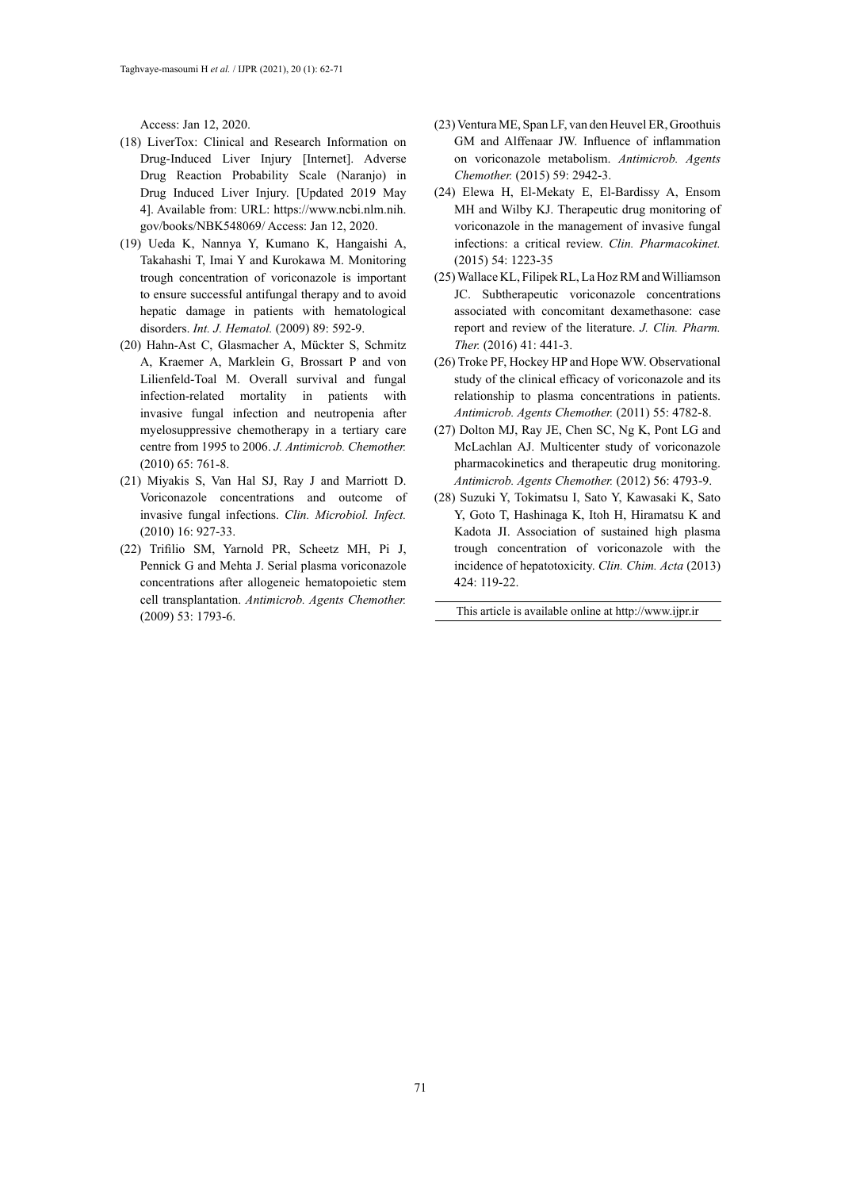Access: Jan 12, 2020.

(18) LiverTox: Clinical and Research Information on Drug-Induced Liver Injury [Internet]. Adverse Drug Reaction Probability Scale (Naranjo) in Drug Induced Liver Injury. [Updated 2019 May 4]. Available from: URL: https://www.ncbi.nlm.nih.gov/books/NBK548069/ Access: Jan 12, 2020.

(19) Ueda K, Nannya Y, Kumano K, Hangaishi A, Takahashi T, Imai Y and Kurokawa M. Monitoring trough concentration of voriconazole is important to ensure successful antifungal therapy and to avoid hepatic damage in patients with hematological disorders. *Int. J. Hematol.* (2009) 89: 592-9.

(20) Hahn-Ast C, Glasmacher A, Mückter S, Schmitz A, Kraemer A, Marklein G, Brossart P and von Lilienfeld-Toal M. Overall survival and fungal infection-related mortality in patients with invasive fungal infection and neutropenia after myelosuppressive chemotherapy in a tertiary care centre from 1995 to 2006. *J. Antimicrob. Chemother.* (2010) 65: 761-8.

(21) Miyakis S, Van Hal SJ, Ray J and Marriott D. Voriconazole concentrations and outcome of invasive fungal infections. *Clin. Microbiol. Infect.* (2010) 16: 927-33.

(22) Trifilio SM, Yarnold PR, Scheetz MH, Pi J, Pennick G and Mehta J. Serial plasma voriconazole concentrations after allogeneic hematopoietic stem cell transplantation. *Antimicrob. Agents Chemother.* (2009) 53: 1793-6.

(23) Ventura ME, Span LF, van den Heuvel ER, Groothuis GM and Alffenaar JW. Influence of inflammation on voriconazole metabolism. *Antimicrob. Agents Chemother.* (2015) 59: 2942-3.

(24) Elewa H, El-Mekaty E, El-Bardissy A, Ensom MH and Wilby KJ. Therapeutic drug monitoring of voriconazole in the management of invasive fungal infections: a critical review. *Clin. Pharmacokinet.* (2015) 54: 1223-35

(25) Wallace KL, Filipek RL, La Hoz RM and Williamson JC. Subtherapeutic voriconazole concentrations associated with concomitant dexamethasone: case report and review of the literature. *J. Clin. Pharm. Ther.* (2016) 41: 441-3.

(26) Troke PF, Hockey HP and Hope WW. Observational study of the clinical efficacy of voriconazole and its relationship to plasma concentrations in patients. *Antimicrob. Agents Chemother.* (2011) 55: 4782-8.

(27) Dolton MJ, Ray JE, Chen SC, Ng K, Pont LG and McLachlan AJ. Multicenter study of voriconazole pharmacokinetics and therapeutic drug monitoring. *Antimicrob. Agents Chemother.* (2012) 56: 4793-9.

(28) Suzuki Y, Tokimatsu I, Sato Y, Kawasaki K, Sato Y, Goto T, Hashinaga K, Itoh H, Hiramatsu K and Kadota JI. Association of sustained high plasma trough concentration of voriconazole with the incidence of hepatotoxicity. *Clin. Chim. Acta* (2013) 424: 119-22.

This article is available online at http://www.ijpr.ir